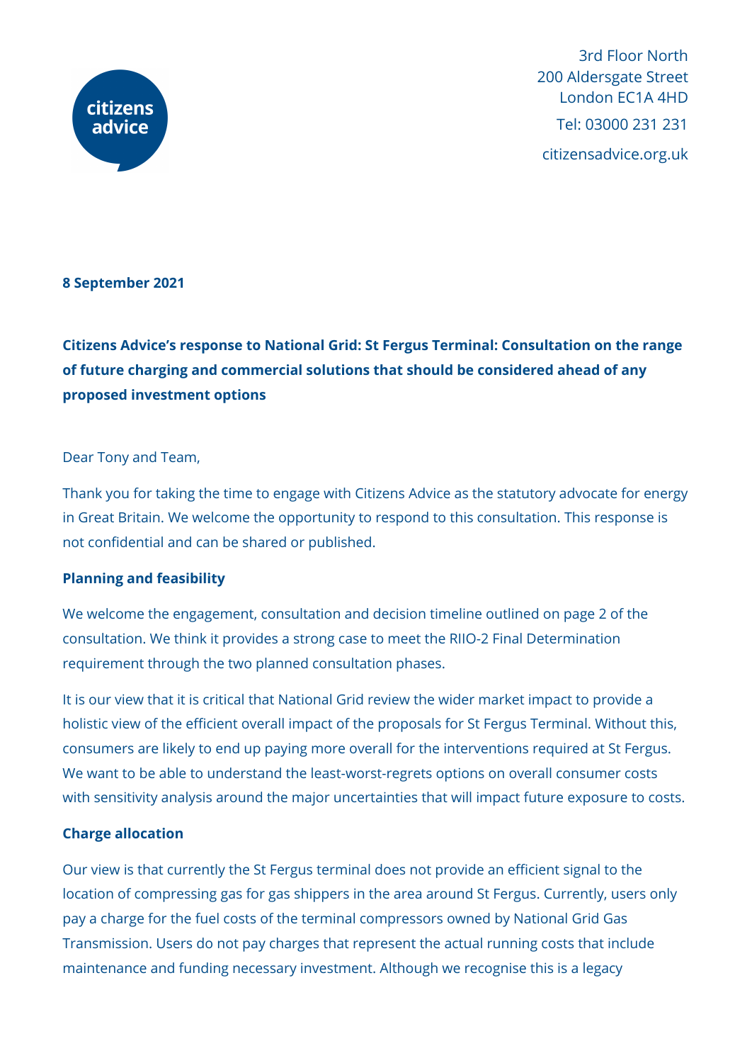3rd Floor North
200 Aldersgate Street
London EC1A 4HD
Tel: 03000 231 231
citizensadvice.org.uk

**8 September 2021**

**Citizens Advice's response to National Grid: St Fergus Terminal: Consultation on the range of future charging and commercial solutions that should be considered ahead of any proposed investment options**

Dear Tony and Team,

Thank you for taking the time to engage with Citizens Advice as the statutory advocate for energy in Great Britain. We welcome the opportunity to respond to this consultation. This response is not confidential and can be shared or published.

**Planning and feasibility**

We welcome the engagement, consultation and decision timeline outlined on page 2 of the consultation. We think it provides a strong case to meet the RIIO-2 Final Determination requirement through the two planned consultation phases.

It is our view that it is critical that National Grid review the wider market impact to provide a holistic view of the efficient overall impact of the proposals for St Fergus Terminal. Without this, consumers are likely to end up paying more overall for the interventions required at St Fergus. We want to be able to understand the least-worst-regrets options on overall consumer costs with sensitivity analysis around the major uncertainties that will impact future exposure to costs.

**Charge allocation**

Our view is that currently the St Fergus terminal does not provide an efficient signal to the location of compressing gas for gas shippers in the area around St Fergus. Currently, users only pay a charge for the fuel costs of the terminal compressors owned by National Grid Gas Transmission. Users do not pay charges that represent the actual running costs that include maintenance and funding necessary investment. Although we recognise this is a legacy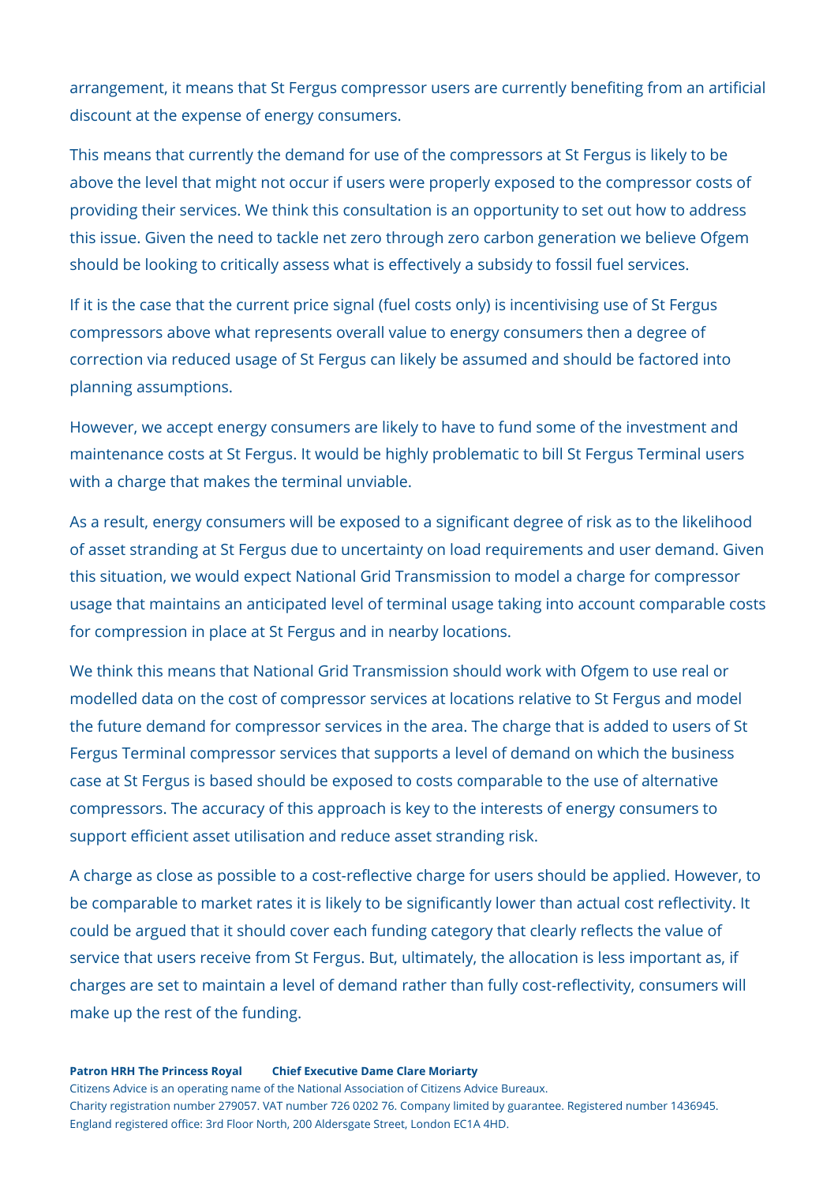arrangement, it means that St Fergus compressor users are currently benefiting from an artificial discount at the expense of energy consumers.

This means that currently the demand for use of the compressors at St Fergus is likely to be above the level that might not occur if users were properly exposed to the compressor costs of providing their services. We think this consultation is an opportunity to set out how to address this issue. Given the need to tackle net zero through zero carbon generation we believe Ofgem should be looking to critically assess what is effectively a subsidy to fossil fuel services.

If it is the case that the current price signal (fuel costs only) is incentivising use of St Fergus compressors above what represents overall value to energy consumers then a degree of correction via reduced usage of St Fergus can likely be assumed and should be factored into planning assumptions.

However, we accept energy consumers are likely to have to fund some of the investment and maintenance costs at St Fergus. It would be highly problematic to bill St Fergus Terminal users with a charge that makes the terminal unviable.

As a result, energy consumers will be exposed to a significant degree of risk as to the likelihood of asset stranding at St Fergus due to uncertainty on load requirements and user demand. Given this situation, we would expect National Grid Transmission to model a charge for compressor usage that maintains an anticipated level of terminal usage taking into account comparable costs for compression in place at St Fergus and in nearby locations.

We think this means that National Grid Transmission should work with Ofgem to use real or modelled data on the cost of compressor services at locations relative to St Fergus and model the future demand for compressor services in the area. The charge that is added to users of St Fergus Terminal compressor services that supports a level of demand on which the business case at St Fergus is based should be exposed to costs comparable to the use of alternative compressors. The accuracy of this approach is key to the interests of energy consumers to support efficient asset utilisation and reduce asset stranding risk.

A charge as close as possible to a cost-reflective charge for users should be applied. However, to be comparable to market rates it is likely to be significantly lower than actual cost reflectivity. It could be argued that it should cover each funding category that clearly reflects the value of service that users receive from St Fergus. But, ultimately, the allocation is less important as, if charges are set to maintain a level of demand rather than fully cost-reflectivity, consumers will make up the rest of the funding.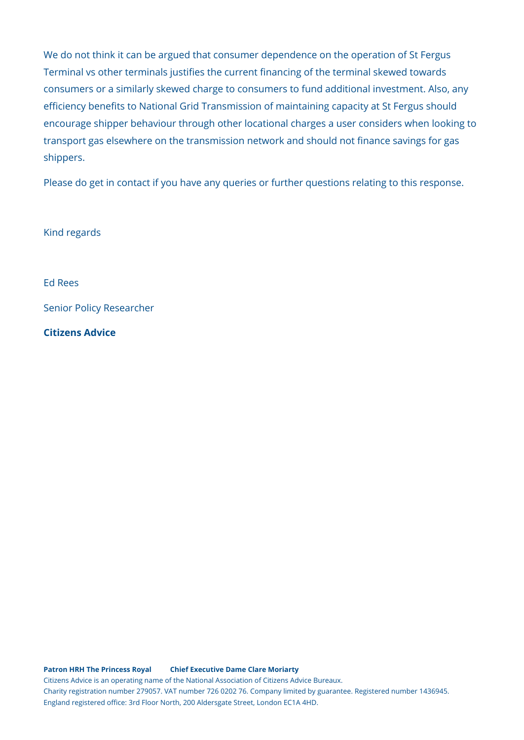We do not think it can be argued that consumer dependence on the operation of St Fergus Terminal vs other terminals justifies the current financing of the terminal skewed towards consumers or a similarly skewed charge to consumers to fund additional investment. Also, any efficiency benefits to National Grid Transmission of maintaining capacity at St Fergus should encourage shipper behaviour through other locational charges a user considers when looking to transport gas elsewhere on the transmission network and should not finance savings for gas shippers.

Please do get in contact if you have any queries or further questions relating to this response.

Kind regards

Ed Rees

Senior Policy Researcher

**Citizens Advice**

**Patron HRH The Princess Royal** **Chief Executive Dame Clare Moriarty**
Citizens Advice is an operating name of the National Association of Citizens Advice Bureaux.
Charity registration number 279057. VAT number 726 0202 76. Company limited by guarantee. Registered number 1436945.
England registered office: 3rd Floor North, 200 Aldersgate Street, London EC1A 4HD.